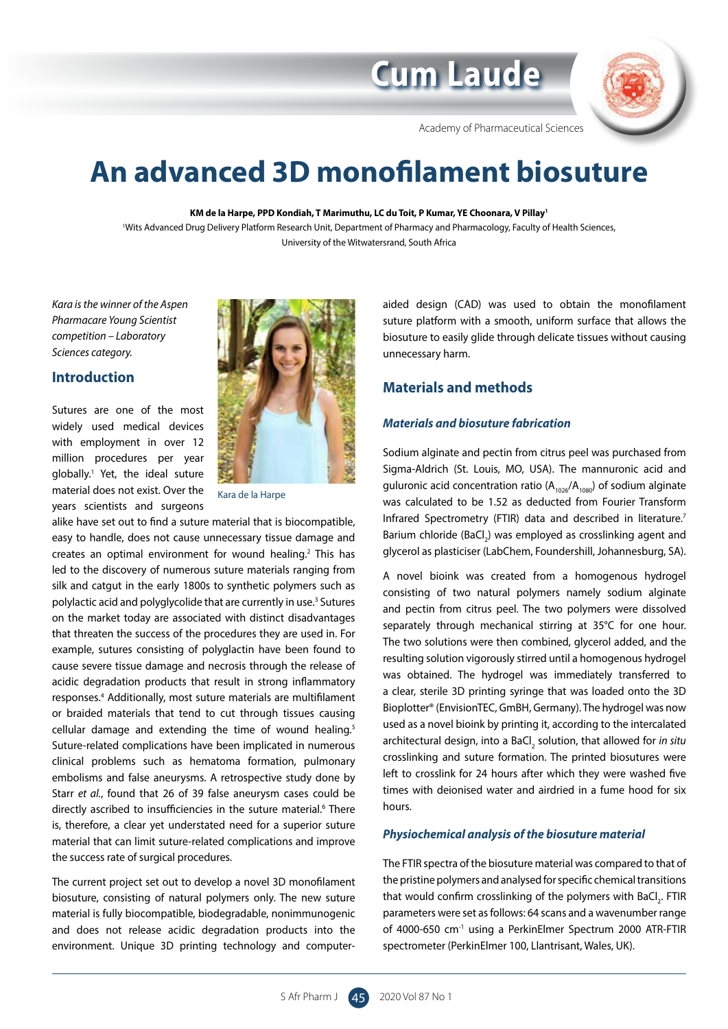# An advanced 3D monofilament biosuture

**KM de la Harpe, PPD Kondiah, T Marimuthu, LC du Toit, P Kumar, YE Choonara, V Pillay**[1]

[1]Wits Advanced Drug Delivery Platform Research Unit, Department of Pharmacy and Pharmacology, Faculty of Health Sciences, University of the Witwatersrand, South Africa

*Kara is the winner of the Aspen Pharmacare Young Scientist competition – Laboratory Sciences category.*

Kara de la Harpe

## Introduction

Sutures are one of the most widely used medical devices with employment in over 12 million procedures per year globally.[1] Yet, the ideal suture material does not exist. Over the years scientists and surgeons alike have set out to find a suture material that is biocompatible, easy to handle, does not cause unnecessary tissue damage and creates an optimal environment for wound healing.[2] This has led to the discovery of numerous suture materials ranging from silk and catgut in the early 1800s to synthetic polymers such as polylactic acid and polyglycolide that are currently in use.[3] Sutures on the market today are associated with distinct disadvantages that threaten the success of the procedures they are used in. For example, sutures consisting of polyglactin have been found to cause severe tissue damage and necrosis through the release of acidic degradation products that result in strong inflammatory responses.[4] Additionally, most suture materials are multifilament or braided materials that tend to cut through tissues causing cellular damage and extending the time of wound healing.[5] Suture-related complications have been implicated in numerous clinical problems such as hematoma formation, pulmonary embolisms and false aneurysms. A retrospective study done by Starr *et al.*, found that 26 of 39 false aneurysm cases could be directly ascribed to insufficiencies in the suture material.[6] There is, therefore, a clear yet understated need for a superior suture material that can limit suture-related complications and improve the success rate of surgical procedures.

The current project set out to develop a novel 3D monofilament biosuture, consisting of natural polymers only. The new suture material is fully biocompatible, biodegradable, nonimmunogenic and does not release acidic degradation products into the environment. Unique 3D printing technology and computer-aided design (CAD) was used to obtain the monofilament suture platform with a smooth, uniform surface that allows the biosuture to easily glide through delicate tissues without causing unnecessary harm.

## Materials and methods

### *Materials and biosuture fabrication*

Sodium alginate and pectin from citrus peel was purchased from Sigma-Aldrich (St. Louis, MO, USA). The mannuronic acid and guluronic acid concentration ratio ($A_{1026}/A_{1080}$) of sodium alginate was calculated to be 1.52 as deducted from Fourier Transform Infrared Spectrometry (FTIR) data and described in literature.[7] Barium chloride ($BaCl_2$) was employed as crosslinking agent and glycerol as plasticiser (LabChem, Foundershill, Johannesburg, SA).

A novel bioink was created from a homogenous hydrogel consisting of two natural polymers namely sodium alginate and pectin from citrus peel. The two polymers were dissolved separately through mechanical stirring at 35°C for one hour. The two solutions were then combined, glycerol added, and the resulting solution vigorously stirred until a homogenous hydrogel was obtained. The hydrogel was immediately transferred to a clear, sterile 3D printing syringe that was loaded onto the 3D Bioplotter® (EnvisionTEC, GmBH, Germany). The hydrogel was now used as a novel bioink by printing it, according to the intercalated architectural design, into a $BaCl_2$ solution, that allowed for *in situ* crosslinking and suture formation. The printed biosutures were left to crosslink for 24 hours after which they were washed five times with deionised water and airdried in a fume hood for six hours.

### *Physiochemical analysis of the biosuture material*

The FTIR spectra of the biosuture material was compared to that of the pristine polymers and analysed for specific chemical transitions that would confirm crosslinking of the polymers with $BaCl_2$. FTIR parameters were set as follows: 64 scans and a wavenumber range of 4000-650 $cm^{-1}$ using a PerkinElmer Spectrum 2000 ATR-FTIR spectrometer (PerkinElmer 100, Llantrisant, Wales, UK).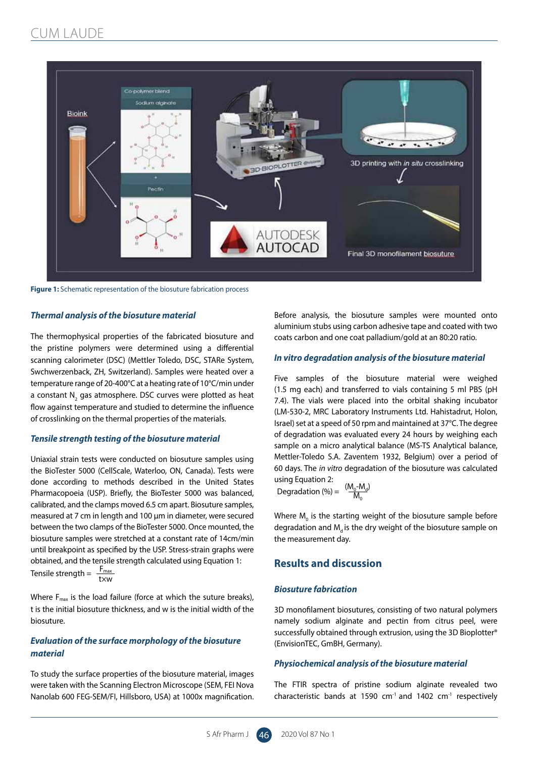Figure 1: Schematic representation of the biosuture fabrication process

### Thermal analysis of the biosuture material

The thermophysical properties of the fabricated biosuture and the pristine polymers were determined using a differential scanning calorimeter (DSC) (Mettler Toledo, DSC, STARe System, Swchwerzenback, ZH, Switzerland). Samples were heated over a temperature range of 20-400°C at a heating rate of 10°C/min under a constant $N_2$ gas atmosphere. DSC curves were plotted as heat flow against temperature and studied to determine the influence of crosslinking on the thermal properties of the materials.

### Tensile strength testing of the biosuture material

Uniaxial strain tests were conducted on biosuture samples using the BioTester 5000 (CellScale, Waterloo, ON, Canada). Tests were done according to methods described in the United States Pharmacopoeia (USP). Briefly, the BioTester 5000 was balanced, calibrated, and the clamps moved 6.5 cm apart. Biosuture samples, measured at 7 cm in length and 100 µm in diameter, were secured between the two clamps of the BioTester 5000. Once mounted, the biosuture samples were stretched at a constant rate of 14cm/min until breakpoint as specified by the USP. Stress-strain graphs were obtained, and the tensile strength calculated using Equation 1:

$$\text{Tensile strength} = \frac{F_{max}}{t \times w}$$

Where $F_{max}$ is the load failure (force at which the suture breaks), t is the initial biosuture thickness, and w is the initial width of the biosuture.

### Evaluation of the surface morphology of the biosuture material

To study the surface properties of the biosuture material, images were taken with the Scanning Electron Microscope (SEM, FEI Nova Nanolab 600 FEG-SEM/FI, Hillsboro, USA) at 1000x magnification. Before analysis, the biosuture samples were mounted onto aluminium stubs using carbon adhesive tape and coated with two coats carbon and one coat palladium/gold at an 80:20 ratio.

### In vitro degradation analysis of the biosuture material

Five samples of the biosuture material were weighed (1.5 mg each) and transferred to vials containing 5 ml PBS (pH 7.4). The vials were placed into the orbital shaking incubator (LM-530-2, MRC Laboratory Instruments Ltd. Hahistadrut, Holon, Israel) set at a speed of 50 rpm and maintained at 37°C. The degree of degradation was evaluated every 24 hours by weighing each sample on a micro analytical balance (MS-TS Analytical balance, Mettler-Toledo S.A. Zaventem 1932, Belgium) over a period of 60 days. The *in vitro* degradation of the biosuture was calculated using Equation 2:

$$\text{Degradation (\%)} = \frac{(M_0 - M_d)}{M_0}$$

Where $M_0$ is the starting weight of the biosuture sample before degradation and $M_d$ is the dry weight of the biosuture sample on the measurement day.

## Results and discussion

### Biosuture fabrication

3D monofilament biosutures, consisting of two natural polymers namely sodium alginate and pectin from citrus peel, were successfully obtained through extrusion, using the 3D Bioplotter® (EnvisionTEC, GmbH, Germany).

### Physiochemical analysis of the biosuture material

The FTIR spectra of pristine sodium alginate revealed two characteristic bands at 1590 $cm^{-1}$ and 1402 $cm^{-1}$ respectively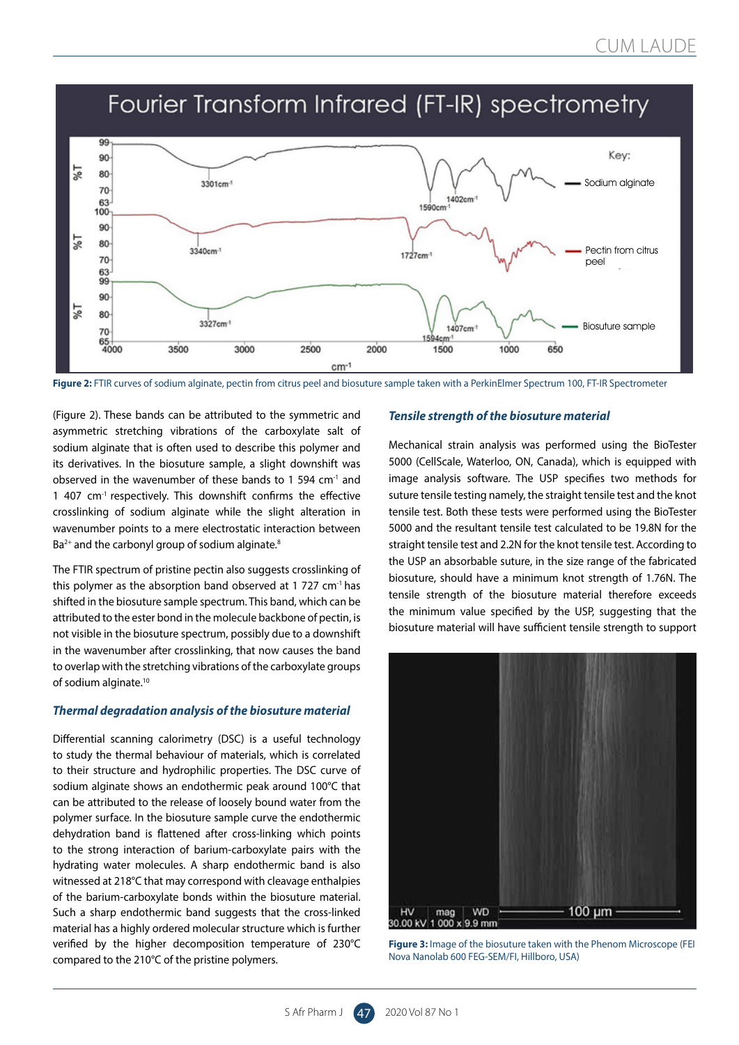**Figure 2:** FTIR curves of sodium alginate, pectin from citrus peel and biosuture sample taken with a PerkinElmer Spectrum 100, FT-IR Spectrometer

(Figure 2). These bands can be attributed to the symmetric and asymmetric stretching vibrations of the carboxylate salt of sodium alginate that is often used to describe this polymer and its derivatives. In the biosuture sample, a slight downshift was observed in the wavenumber of these bands to 1 594 $cm^{-1}$ and 1 407 $cm^{-1}$ respectively. This downshift confirms the effective crosslinking of sodium alginate while the slight alteration in wavenumber points to a mere electrostatic interaction between $Ba^{2+}$ and the carbonyl group of sodium alginate.[8]

The FTIR spectrum of pristine pectin also suggests crosslinking of this polymer as the absorption band observed at 1 727 $cm^{-1}$ has shifted in the biosuture sample spectrum. This band, which can be attributed to the ester bond in the molecule backbone of pectin, is not visible in the biosuture spectrum, possibly due to a downshift in the wavenumber after crosslinking, that now causes the band to overlap with the stretching vibrations of the carboxylate groups of sodium alginate.[10]

### *Thermal degradation analysis of the biosuture material*

Differential scanning calorimetry (DSC) is a useful technology to study the thermal behaviour of materials, which is correlated to their structure and hydrophilic properties. The DSC curve of sodium alginate shows an endothermic peak around 100°C that can be attributed to the release of loosely bound water from the polymer surface. In the biosuture sample curve the endothermic dehydration band is flattened after cross-linking which points to the strong interaction of barium-carboxylate pairs with the hydrating water molecules. A sharp endothermic band is also witnessed at 218°C that may correspond with cleavage enthalpies of the barium-carboxylate bonds within the biosuture material. Such a sharp endothermic band suggests that the cross-linked material has a highly ordered molecular structure which is further verified by the higher decomposition temperature of 230°C compared to the 210°C of the pristine polymers.

### *Tensile strength of the biosuture material*

Mechanical strain analysis was performed using the BioTester 5000 (CellScale, Waterloo, ON, Canada), which is equipped with image analysis software. The USP specifies two methods for suture tensile testing namely, the straight tensile test and the knot tensile test. Both these tests were performed using the BioTester 5000 and the resultant tensile test calculated to be 19.8N for the straight tensile test and 2.2N for the knot tensile test. According to the USP an absorbable suture, in the size range of the fabricated biosuture, should have a minimum knot strength of 1.76N. The tensile strength of the biosuture material therefore exceeds the minimum value specified by the USP, suggesting that the biosuture material will have sufficient tensile strength to support

**Figure 3:** Image of the biosuture taken with the Phenom Microscope (FEI Nova Nanolab 600 FEG-SEM/FI, Hillboro, USA)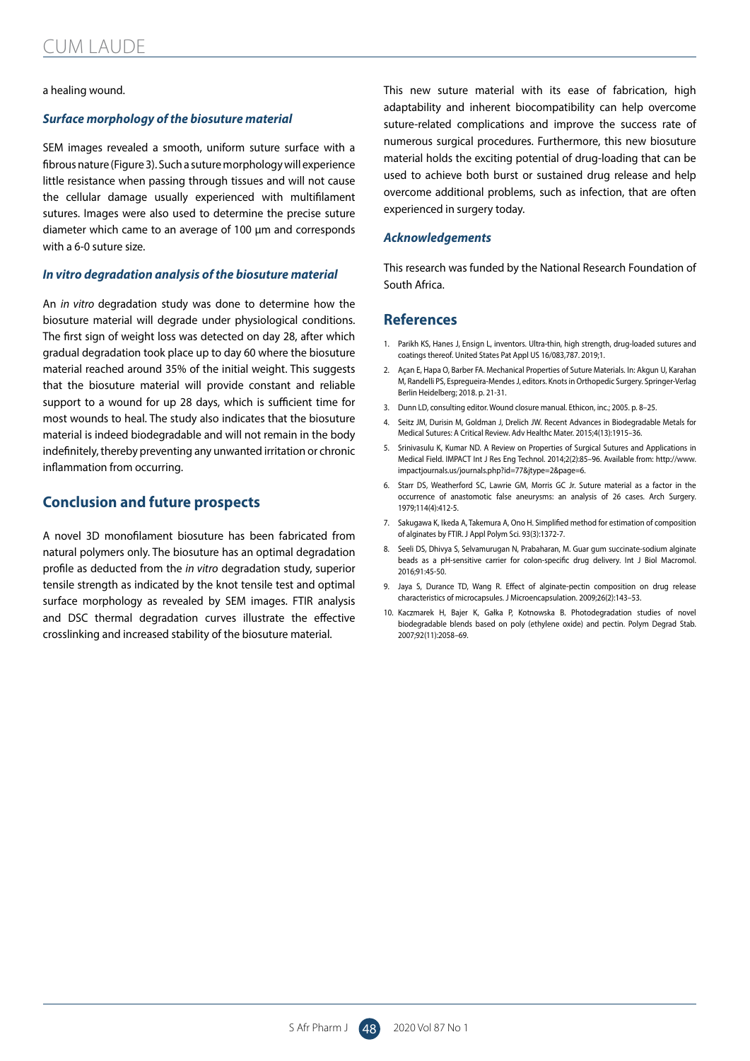a healing wound.

### *Surface morphology of the biosuture material*

SEM images revealed a smooth, uniform suture surface with a fibrous nature (Figure 3). Such a suture morphology will experience little resistance when passing through tissues and will not cause the cellular damage usually experienced with multifilament sutures. Images were also used to determine the precise suture diameter which came to an average of 100 µm and corresponds with a 6-0 suture size.

### *In vitro degradation analysis of the biosuture material*

An *in vitro* degradation study was done to determine how the biosuture material will degrade under physiological conditions. The first sign of weight loss was detected on day 28, after which gradual degradation took place up to day 60 where the biosuture material reached around 35% of the initial weight. This suggests that the biosuture material will provide constant and reliable support to a wound for up to 28 days, which is sufficient time for most wounds to heal. The study also indicates that the biosuture material is indeed biodegradable and will not remain in the body indefinitely, thereby preventing any unwanted irritation or chronic inflammation from occurring.

## Conclusion and future prospects

A novel 3D monofilament biosuture has been fabricated from natural polymers only. The biosuture has an optimal degradation profile as deducted from the *in vitro* degradation study, superior tensile strength as indicated by the knot tensile test and optimal surface morphology as revealed by SEM images. FTIR analysis and DSC thermal degradation curves illustrate the effective crosslinking and increased stability of the biosuture material.

This new suture material with its ease of fabrication, high adaptability and inherent biocompatibility can help overcome suture-related complications and improve the success rate of numerous surgical procedures. Furthermore, this new biosuture material holds the exciting potential of drug-loading that can be used to achieve both burst or sustained drug release and help overcome additional problems, such as infection, that are often experienced in surgery today.

### *Acknowledgements*

This research was funded by the National Research Foundation of South Africa.

## References

1. Parikh KS, Hanes J, Ensign L, inventors. Ultra-thin, high strength, drug-loaded sutures and coatings thereof. United States Pat Appl US 16/083,787. 2019;1.
2. Açan E, Hapa O, Barber FA. Mechanical Properties of Suture Materials. In: Akgun U, Karahan M, Randelli PS, Espregueira-Mendes J, editors. Knots in Orthopedic Surgery. Springer-Verlag Berlin Heidelberg; 2018. p. 21-31.
3. Dunn LD, consulting editor. Wound closure manual. Ethicon, inc.; 2005. p. 8–25.
4. Seitz JM, Durisin M, Goldman J, Drelich JW. Recent Advances in Biodegradable Metals for Medical Sutures: A Critical Review. Adv Healthc Mater. 2015;4(13):1915–36.
5. Srinivasulu K, Kumar ND. A Review on Properties of Surgical Sutures and Applications in Medical Field. IMPACT Int J Res Eng Technol. 2014;2(2):85–96. Available from: http://www.impactjournals.us/journals.php?id=77&jtype=2&page=6.
6. Starr DS, Weatherford SC, Lawrie GM, Morris GC Jr. Suture material as a factor in the occurrence of anastomotic false aneurysms: an analysis of 26 cases. Arch Surgery. 1979;114(4):412-5.
7. Sakugawa K, Ikeda A, Takemura A, Ono H. Simplified method for estimation of composition of alginates by FTIR. J Appl Polym Sci. 93(3):1372-7.
8. Seeli DS, Dhivya S, Selvamurugan N, Prabaharan, M. Guar gum succinate-sodium alginate beads as a pH-sensitive carrier for colon-specific drug delivery. Int J Biol Macromol. 2016;91:45-50.
9. Jaya S, Durance TD, Wang R. Effect of alginate-pectin composition on drug release characteristics of microcapsules. J Microencapsulation. 2009;26(2):143–53.
10. Kaczmarek H, Bajer K, Gałka P, Kotnowska B. Photodegradation studies of novel biodegradable blends based on poly (ethylene oxide) and pectin. Polym Degrad Stab. 2007;92(11):2058–69.